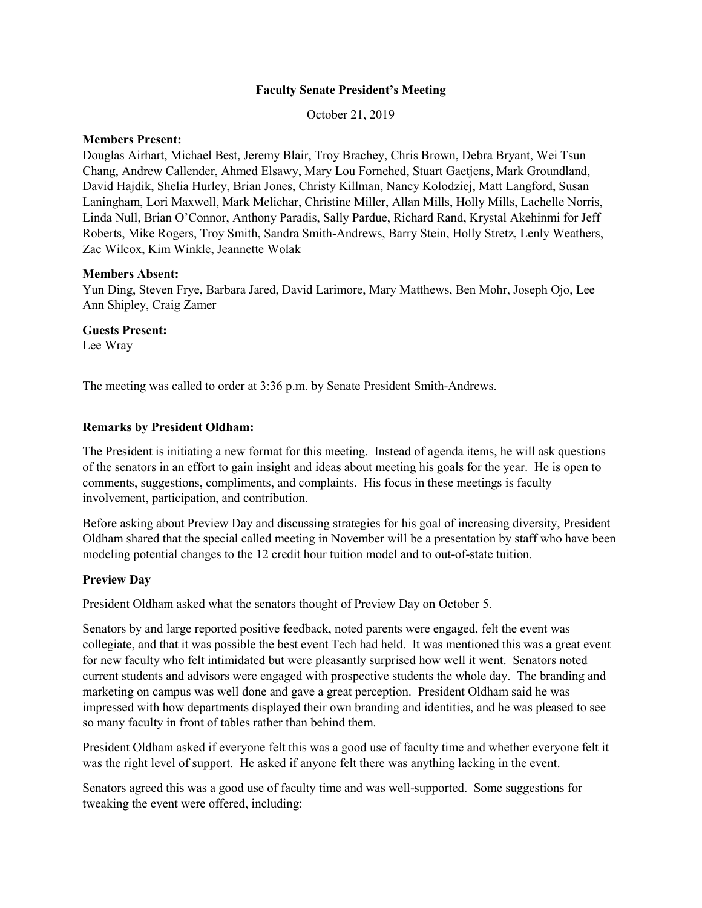# Faculty Senate President's Meeting

October 21, 2019

**Members Present:**
Douglas Airhart, Michael Best, Jeremy Blair, Troy Brachey, Chris Brown, Debra Bryant, Wei Tsun Chang, Andrew Callender, Ahmed Elsawy, Mary Lou Fornehed, Stuart Gaetjens, Mark Groundland, David Hajdik, Shelia Hurley, Brian Jones, Christy Killman, Nancy Kolodziej, Matt Langford, Susan Laningham, Lori Maxwell, Mark Melichar, Christine Miller, Allan Mills, Holly Mills, Lachelle Norris, Linda Null, Brian O'Connor, Anthony Paradis, Sally Pardue, Richard Rand, Krystal Akehinmi for Jeff Roberts, Mike Rogers, Troy Smith, Sandra Smith-Andrews, Barry Stein, Holly Stretz, Lenly Weathers, Zac Wilcox, Kim Winkle, Jeannette Wolak

**Members Absent:**
Yun Ding, Steven Frye, Barbara Jared, David Larimore, Mary Matthews, Ben Mohr, Joseph Ojo, Lee Ann Shipley, Craig Zamer

**Guests Present:**
Lee Wray

The meeting was called to order at 3:36 p.m. by Senate President Smith-Andrews.

**Remarks by President Oldham:**

The President is initiating a new format for this meeting. Instead of agenda items, he will ask questions of the senators in an effort to gain insight and ideas about meeting his goals for the year. He is open to comments, suggestions, compliments, and complaints. His focus in these meetings is faculty involvement, participation, and contribution.

Before asking about Preview Day and discussing strategies for his goal of increasing diversity, President Oldham shared that the special called meeting in November will be a presentation by staff who have been modeling potential changes to the 12 credit hour tuition model and to out-of-state tuition.

**Preview Day**

President Oldham asked what the senators thought of Preview Day on October 5.

Senators by and large reported positive feedback, noted parents were engaged, felt the event was collegiate, and that it was possible the best event Tech had held. It was mentioned this was a great event for new faculty who felt intimidated but were pleasantly surprised how well it went. Senators noted current students and advisors were engaged with prospective students the whole day. The branding and marketing on campus was well done and gave a great perception. President Oldham said he was impressed with how departments displayed their own branding and identities, and he was pleased to see so many faculty in front of tables rather than behind them.

President Oldham asked if everyone felt this was a good use of faculty time and whether everyone felt it was the right level of support. He asked if anyone felt there was anything lacking in the event.

Senators agreed this was a good use of faculty time and was well-supported. Some suggestions for tweaking the event were offered, including: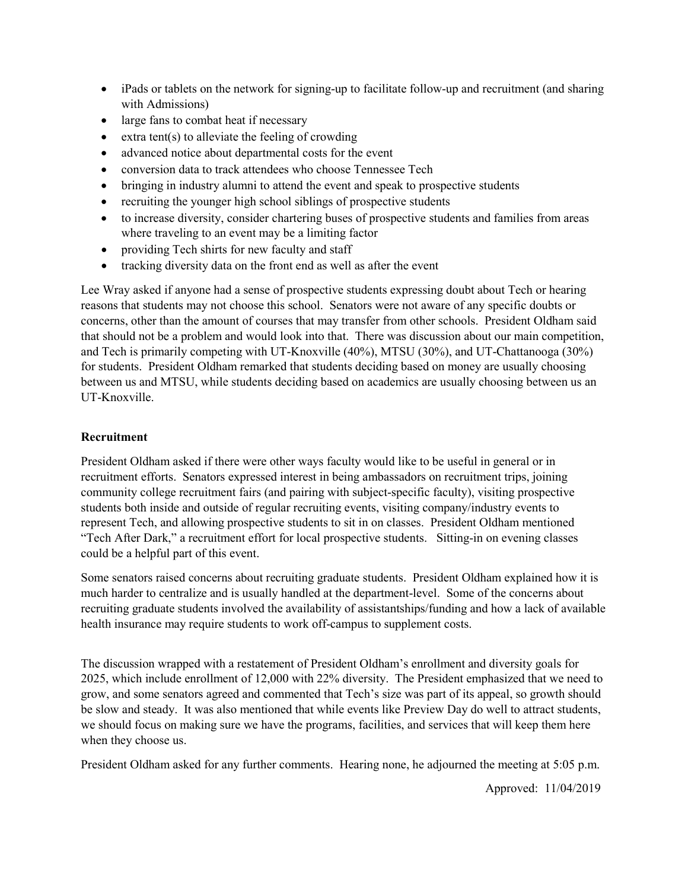- iPads or tablets on the network for signing-up to facilitate follow-up and recruitment (and sharing with Admissions)
- large fans to combat heat if necessary
- extra tent(s) to alleviate the feeling of crowding
- advanced notice about departmental costs for the event
- conversion data to track attendees who choose Tennessee Tech
- bringing in industry alumni to attend the event and speak to prospective students
- recruiting the younger high school siblings of prospective students
- to increase diversity, consider chartering buses of prospective students and families from areas where traveling to an event may be a limiting factor
- providing Tech shirts for new faculty and staff
- tracking diversity data on the front end as well as after the event

Lee Wray asked if anyone had a sense of prospective students expressing doubt about Tech or hearing reasons that students may not choose this school. Senators were not aware of any specific doubts or concerns, other than the amount of courses that may transfer from other schools. President Oldham said that should not be a problem and would look into that. There was discussion about our main competition, and Tech is primarily competing with UT-Knoxville (40%), MTSU (30%), and UT-Chattanooga (30%) for students. President Oldham remarked that students deciding based on money are usually choosing between us and MTSU, while students deciding based on academics are usually choosing between us an UT-Knoxville.

**Recruitment**

President Oldham asked if there were other ways faculty would like to be useful in general or in recruitment efforts. Senators expressed interest in being ambassadors on recruitment trips, joining community college recruitment fairs (and pairing with subject-specific faculty), visiting prospective students both inside and outside of regular recruiting events, visiting company/industry events to represent Tech, and allowing prospective students to sit in on classes. President Oldham mentioned "Tech After Dark," a recruitment effort for local prospective students. Sitting-in on evening classes could be a helpful part of this event.

Some senators raised concerns about recruiting graduate students. President Oldham explained how it is much harder to centralize and is usually handled at the department-level. Some of the concerns about recruiting graduate students involved the availability of assistantships/funding and how a lack of available health insurance may require students to work off-campus to supplement costs.

The discussion wrapped with a restatement of President Oldham's enrollment and diversity goals for 2025, which include enrollment of 12,000 with 22% diversity. The President emphasized that we need to grow, and some senators agreed and commented that Tech's size was part of its appeal, so growth should be slow and steady. It was also mentioned that while events like Preview Day do well to attract students, we should focus on making sure we have the programs, facilities, and services that will keep them here when they choose us.

President Oldham asked for any further comments. Hearing none, he adjourned the meeting at 5:05 p.m.

Approved: 11/04/2019